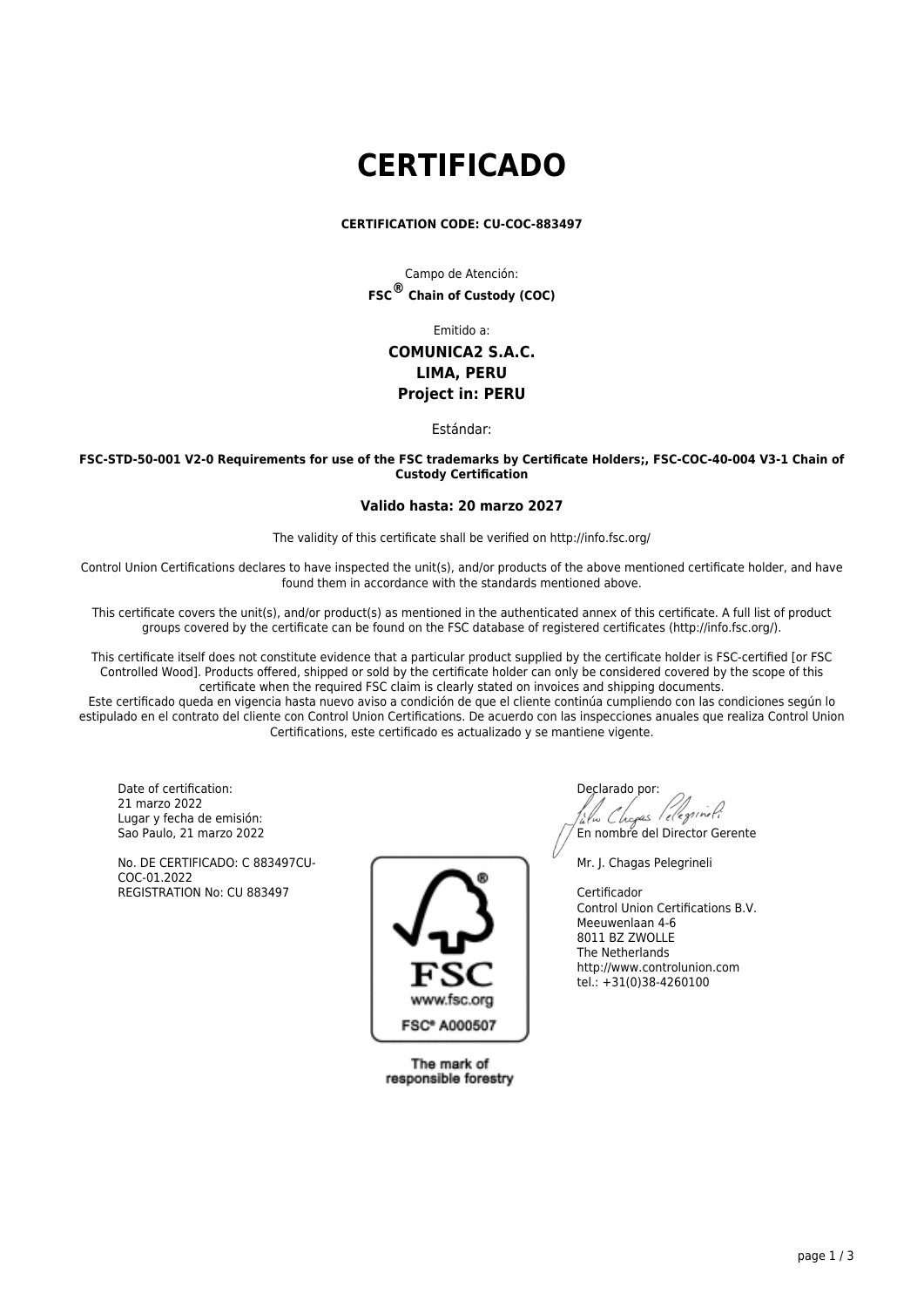# CERTIFICADO

**CERTIFICATION CODE: CU-COC-883497**

Campo de Atención:
**FSC® Chain of Custody (COC)**

Emitido a:

**COMUNICA2 S.A.C.**
**LIMA, PERU**
**Project in: PERU**

Estándar:

**FSC-STD-50-001 V2-0 Requirements for use of the FSC trademarks by Certificate Holders;, FSC-COC-40-004 V3-1 Chain of Custody Certification**

**Valido hasta: 20 marzo 2027**

The validity of this certificate shall be verified on http://info.fsc.org/

Control Union Certifications declares to have inspected the unit(s), and/or products of the above mentioned certificate holder, and have found them in accordance with the standards mentioned above.

This certificate covers the unit(s), and/or product(s) as mentioned in the authenticated annex of this certificate. A full list of product groups covered by the certificate can be found on the FSC database of registered certificates (http://info.fsc.org/).

This certificate itself does not constitute evidence that a particular product supplied by the certificate holder is FSC-certified [or FSC Controlled Wood]. Products offered, shipped or sold by the certificate holder can only be considered covered by the scope of this certificate when the required FSC claim is clearly stated on invoices and shipping documents.
Este certificado queda en vigencia hasta nuevo aviso a condición de que el cliente continúa cumpliendo con las condiciones según lo estipulado en el contrato del cliente con Control Union Certifications. De acuerdo con las inspecciones anuales que realiza Control Union Certifications, este certificado es actualizado y se mantiene vigente.

Date of certification:
21 marzo 2022
Lugar y fecha de emisión:
Sao Paulo, 21 marzo 2022

No. DE CERTIFICADO: C 883497CU-COC-01.2022
REGISTRATION No: CU 883497

FSC
www.fsc.org
FSC® A000507

The mark of responsible forestry

Declarado por:
En nombre del Director Gerente

Mr. J. Chagas Pelegrineli

Certificador
Control Union Certifications B.V.
Meeuwenlaan 4-6
8011 BZ ZWOLLE
The Netherlands
http://www.controlunion.com
tel.: +31(0)38-4260100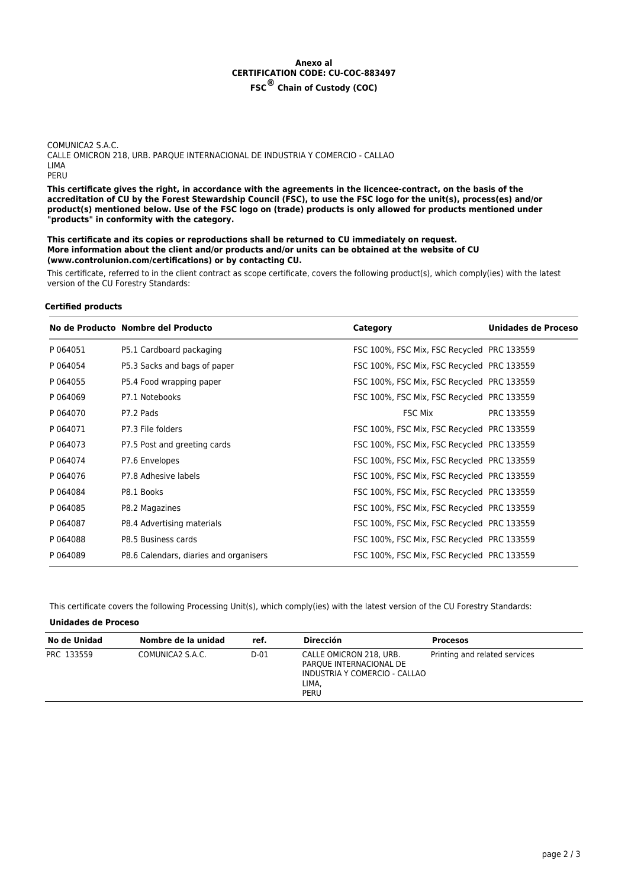**Anexo al**
**CERTIFICATION CODE: CU-COC-883497**
**FSC® Chain of Custody (COC)**

COMUNICA2 S.A.C.
CALLE OMICRON 218, URB. PARQUE INTERNACIONAL DE INDUSTRIA Y COMERCIO - CALLAO
LIMA
PERU

**This certificate gives the right, in accordance with the agreements in the licencee-contract, on the basis of the accreditation of CU by the Forest Stewardship Council (FSC), to use the FSC logo for the unit(s), process(es) and/or product(s) mentioned below. Use of the FSC logo on (trade) products is only allowed for products mentioned under "products" in conformity with the category.**

**This certificate and its copies or reproductions shall be returned to CU immediately on request.**
**More information about the client and/or products and/or units can be obtained at the website of CU (www.controlunion.com/certifications) or by contacting CU.**

This certificate, referred to in the client contract as scope certificate, covers the following product(s), which comply(ies) with the latest version of the CU Forestry Standards:

**Certified products**

| No de Producto | Nombre del Producto | Category | Unidades de Proceso |
|---|---|---|---|
| P 064051 | P5.1 Cardboard packaging | FSC 100%, FSC Mix, FSC Recycled | PRC 133559 |
| P 064054 | P5.3 Sacks and bags of paper | FSC 100%, FSC Mix, FSC Recycled | PRC 133559 |
| P 064055 | P5.4 Food wrapping paper | FSC 100%, FSC Mix, FSC Recycled | PRC 133559 |
| P 064069 | P7.1 Notebooks | FSC 100%, FSC Mix, FSC Recycled | PRC 133559 |
| P 064070 | P7.2 Pads | FSC Mix | PRC 133559 |
| P 064071 | P7.3 File folders | FSC 100%, FSC Mix, FSC Recycled | PRC 133559 |
| P 064073 | P7.5 Post and greeting cards | FSC 100%, FSC Mix, FSC Recycled | PRC 133559 |
| P 064074 | P7.6 Envelopes | FSC 100%, FSC Mix, FSC Recycled | PRC 133559 |
| P 064076 | P7.8 Adhesive labels | FSC 100%, FSC Mix, FSC Recycled | PRC 133559 |
| P 064084 | P8.1 Books | FSC 100%, FSC Mix, FSC Recycled | PRC 133559 |
| P 064085 | P8.2 Magazines | FSC 100%, FSC Mix, FSC Recycled | PRC 133559 |
| P 064087 | P8.4 Advertising materials | FSC 100%, FSC Mix, FSC Recycled | PRC 133559 |
| P 064088 | P8.5 Business cards | FSC 100%, FSC Mix, FSC Recycled | PRC 133559 |
| P 064089 | P8.6 Calendars, diaries and organisers | FSC 100%, FSC Mix, FSC Recycled | PRC 133559 |

This certificate covers the following Processing Unit(s), which comply(ies) with the latest version of the CU Forestry Standards:

**Unidades de Proceso**

| No de Unidad | Nombre de la unidad | ref. | Dirección | Procesos |
|---|---|---|---|---|
| PRC 133559 | COMUNICA2 S.A.C. | D-01 | CALLE OMICRON 218, URB. PARQUE INTERNACIONAL DE INDUSTRIA Y COMERCIO - CALLAO LIMA, PERU | Printing and related services |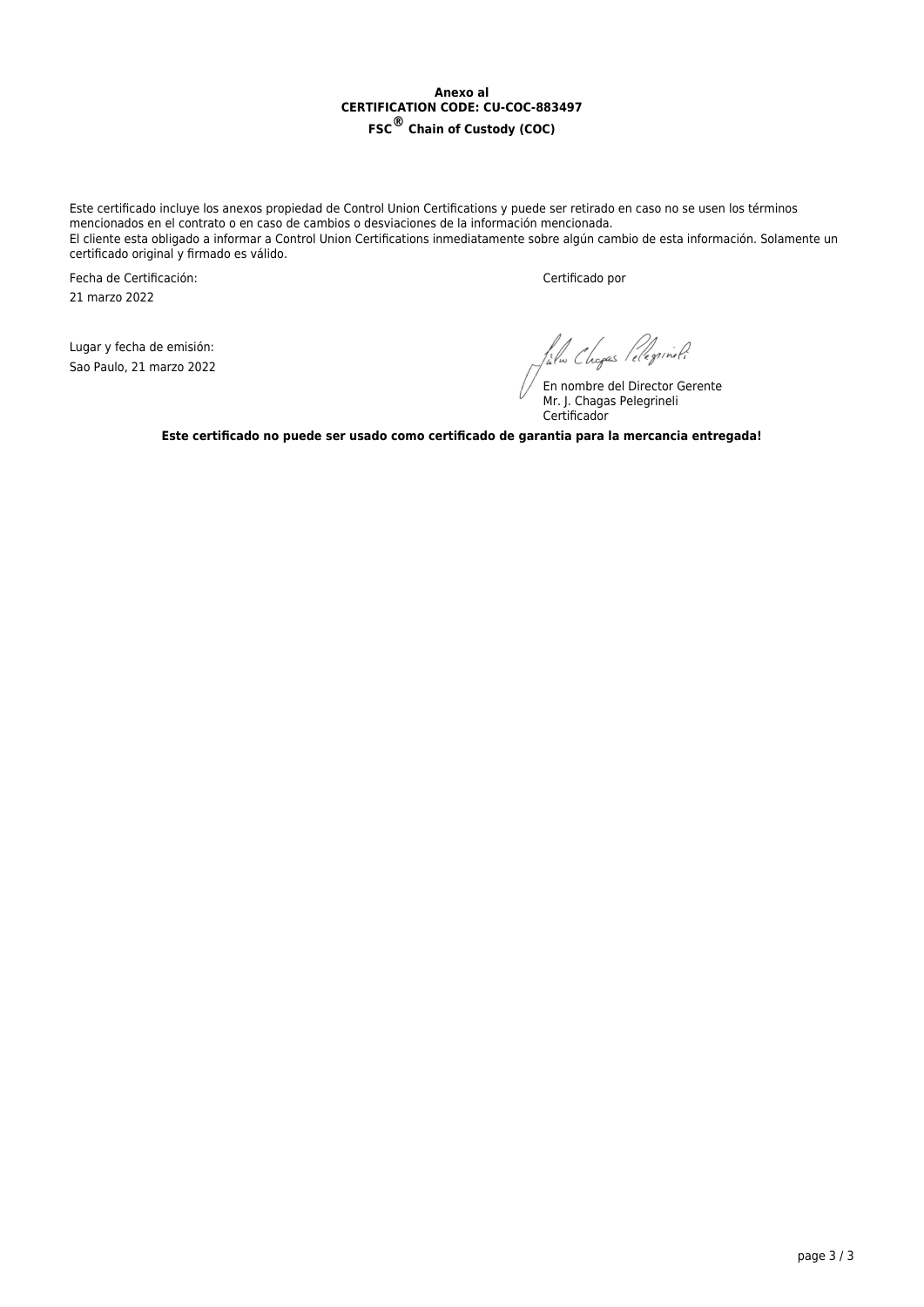**Anexo al**
**CERTIFICATION CODE: CU-COC-883497**
**FSC® Chain of Custody (COC)**

Este certificado incluye los anexos propiedad de Control Union Certifications y puede ser retirado en caso no se usen los términos mencionados en el contrato o en caso de cambios o desviaciones de la información mencionada.
El cliente esta obligado a informar a Control Union Certifications inmediatamente sobre algún cambio de esta información. Solamente un certificado original y firmado es válido.

Fecha de Certificación:
21 marzo 2022

Certificado por

Lugar y fecha de emisión:
Sao Paulo, 21 marzo 2022

En nombre del Director Gerente
Mr. J. Chagas Pelegrineli
Certificador

**Este certificado no puede ser usado como certificado de garantia para la mercancia entregada!**